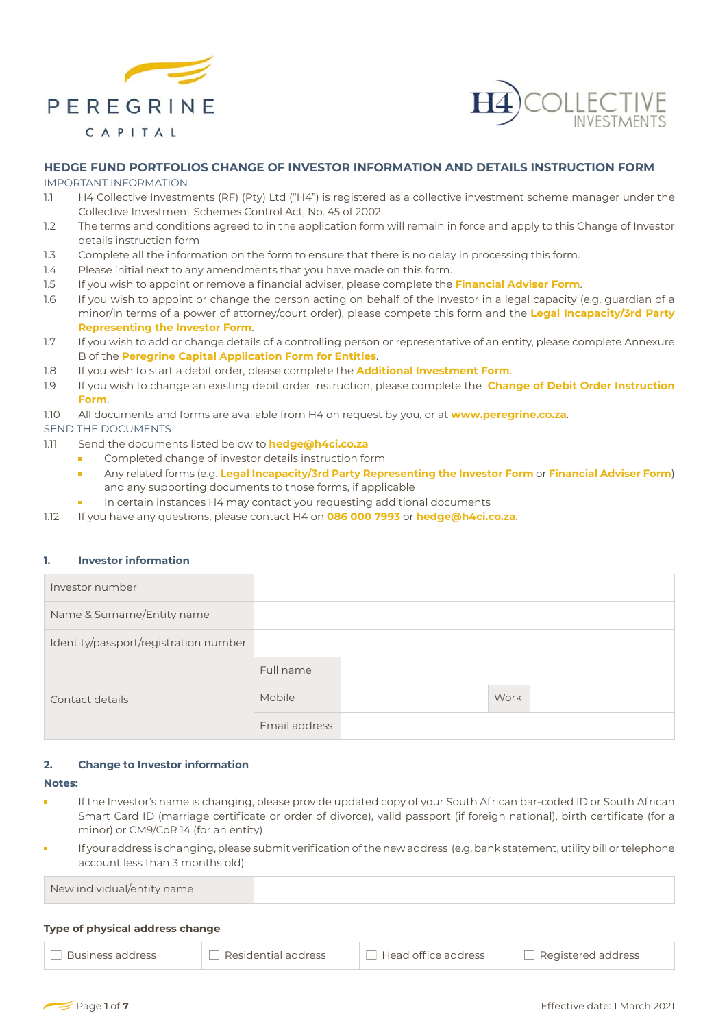PEREGRINE CAPITAL

H4 COLLECTIVE INVESTMENTS

## HEDGE FUND PORTFOLIOS CHANGE OF INVESTOR INFORMATION AND DETAILS INSTRUCTION FORM

IMPORTANT INFORMATION

1.1 H4 Collective Investments (RF) (Pty) Ltd ("H4") is registered as a collective investment scheme manager under the Collective Investment Schemes Control Act, No. 45 of 2002.

1.2 The terms and conditions agreed to in the application form will remain in force and apply to this Change of Investor details instruction form

1.3 Complete all the information on the form to ensure that there is no delay in processing this form.

1.4 Please initial next to any amendments that you have made on this form.

1.5 If you wish to appoint or remove a financial adviser, please complete the **Financial Adviser Form**.

1.6 If you wish to appoint or change the person acting on behalf of the Investor in a legal capacity (e.g. guardian of a minor/in terms of a power of attorney/court order), please compete this form and the **Legal Incapacity/3rd Party Representing the Investor Form**.

1.7 If you wish to add or change details of a controlling person or representative of an entity, please complete Annexure B of the **Peregrine Capital Application Form for Entities**.

1.8 If you wish to start a debit order, please complete the **Additional Investment Form**.

1.9 If you wish to change an existing debit order instruction, please complete the **Change of Debit Order Instruction Form**.

1.10 All documents and forms are available from H4 on request by you, or at **www.peregrine.co.za**.

SEND THE DOCUMENTS

1.11 Send the documents listed below to **hedge@h4ci.co.za**

- Completed change of investor details instruction form
- Any related forms (e.g. **Legal Incapacity/3rd Party Representing the Investor Form** or **Financial Adviser Form**) and any supporting documents to those forms, if applicable
- In certain instances H4 may contact you requesting additional documents

1.12 If you have any questions, please contact H4 on **086 000 7993** or **hedge@h4ci.co.za**.

### 1. Investor information

| | | | | |
|---|---|---|---|---|
| Investor number | | | | |
| Name & Surname/Entity name | | | | |
| Identity/passport/registration number | | | | |
| Contact details | Full name | | | |
| | Mobile | | Work | |
| | Email address | | | |

### 2. Change to Investor information

**Notes:**

- If the Investor's name is changing, please provide updated copy of your South African bar-coded ID or South African Smart Card ID (marriage certificate or order of divorce), valid passport (if foreign national), birth certificate (for a minor) or CM9/CoR 14 (for an entity)
- If your address is changing, please submit verification of the new address (e.g. bank statement, utility bill or telephone account less than 3 months old)

| | |
|---|---|
| New individual/entity name | |

**Type of physical address change**

| | | | |
|---|---|---|---|
| ☐ Business address | ☐ Residential address | ☐ Head office address | ☐ Registered address |

Effective date: 1 March 2021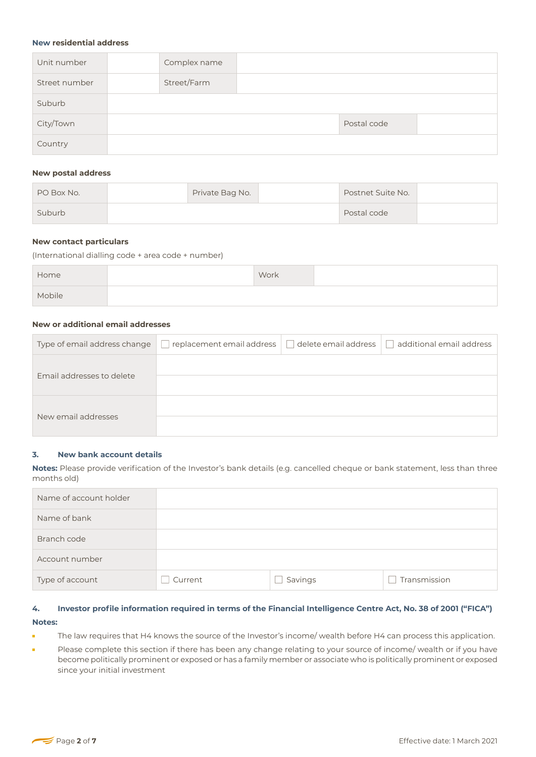#### New residential address

| Unit number | | Complex name | | |
|---|---|---|---|---|
| Street number | | Street/Farm | | |
| Suburb | | | | |
| City/Town | | | Postal code | |
| Country | | | | |

#### New postal address

| PO Box No. | | Private Bag No. | | Postnet Suite No. | |
|---|---|---|---|---|---|
| Suburb | | | | Postal code | |

#### New contact particulars

(International dialling code + area code + number)

| Home | | Work | |
|---|---|---|---|
| Mobile | | | |

#### New or additional email addresses

| Type of email address change | ☐ replacement email address | ☐ delete email address | ☐ additional email address |
|---|---|---|---|
| Email addresses to delete | | | |
| | | | |
| New email addresses | | | |
| | | | |

### 3. New bank account details

**Notes:** Please provide verification of the Investor's bank details (e.g. cancelled cheque or bank statement, less than three months old)

| Name of account holder | | | |
|---|---|---|---|
| Name of bank | | | |
| Branch code | | | |
| Account number | | | |
| Type of account | ☐ Current | ☐ Savings | ☐ Transmission |

### 4. Investor profile information required in terms of the Financial Intelligence Centre Act, No. 38 of 2001 ("FICA")

**Notes:**

- The law requires that H4 knows the source of the Investor's income/ wealth before H4 can process this application.
- Please complete this section if there has been any change relating to your source of income/ wealth or if you have become politically prominent or exposed or has a family member or associate who is politically prominent or exposed since your initial investment

Effective date: 1 March 2021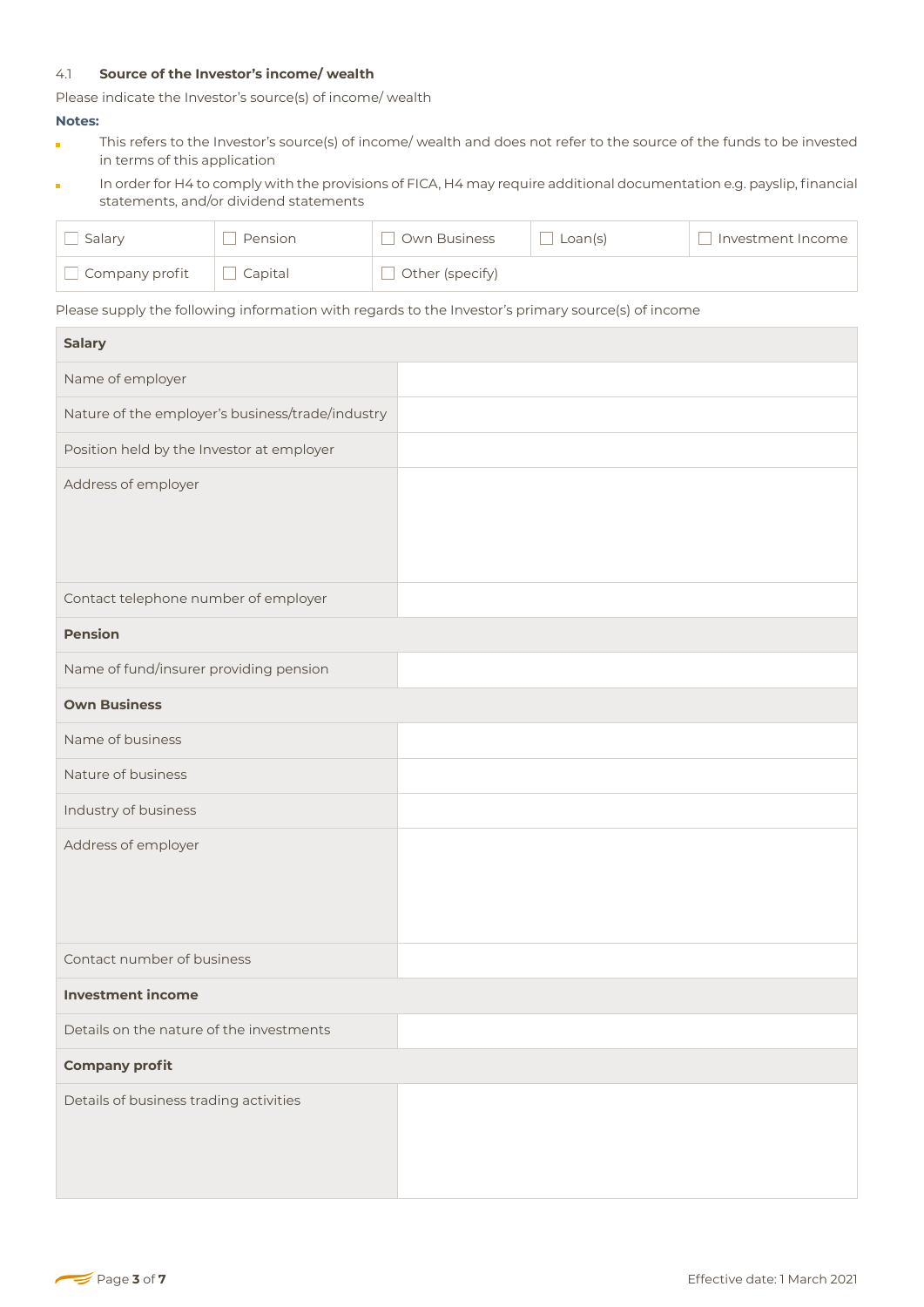### 4.1 Source of the Investor's income/ wealth

Please indicate the Investor's source(s) of income/ wealth

**Notes:**

- This refers to the Investor's source(s) of income/ wealth and does not refer to the source of the funds to be invested in terms of this application
- In order for H4 to comply with the provisions of FICA, H4 may require additional documentation e.g. payslip, financial statements, and/or dividend statements

| | | | | |
|---|---|---|---|---|
| ☐ Salary | ☐ Pension | ☐ Own Business | ☐ Loan(s) | ☐ Investment Income |
| ☐ Company profit | ☐ Capital | ☐ Other (specify) | | |

Please supply the following information with regards to the Investor's primary source(s) of income

| **Salary** | |
|---|---|
| Name of employer | |
| Nature of the employer's business/trade/industry | |
| Position held by the Investor at employer | |
| Address of employer | |
| Contact telephone number of employer | |
| **Pension** | |
| Name of fund/insurer providing pension | |
| **Own Business** | |
| Name of business | |
| Nature of business | |
| Industry of business | |
| Address of employer | |
| Contact number of business | |
| **Investment income** | |
| Details on the nature of the investments | |
| **Company profit** | |
| Details of business trading activities | |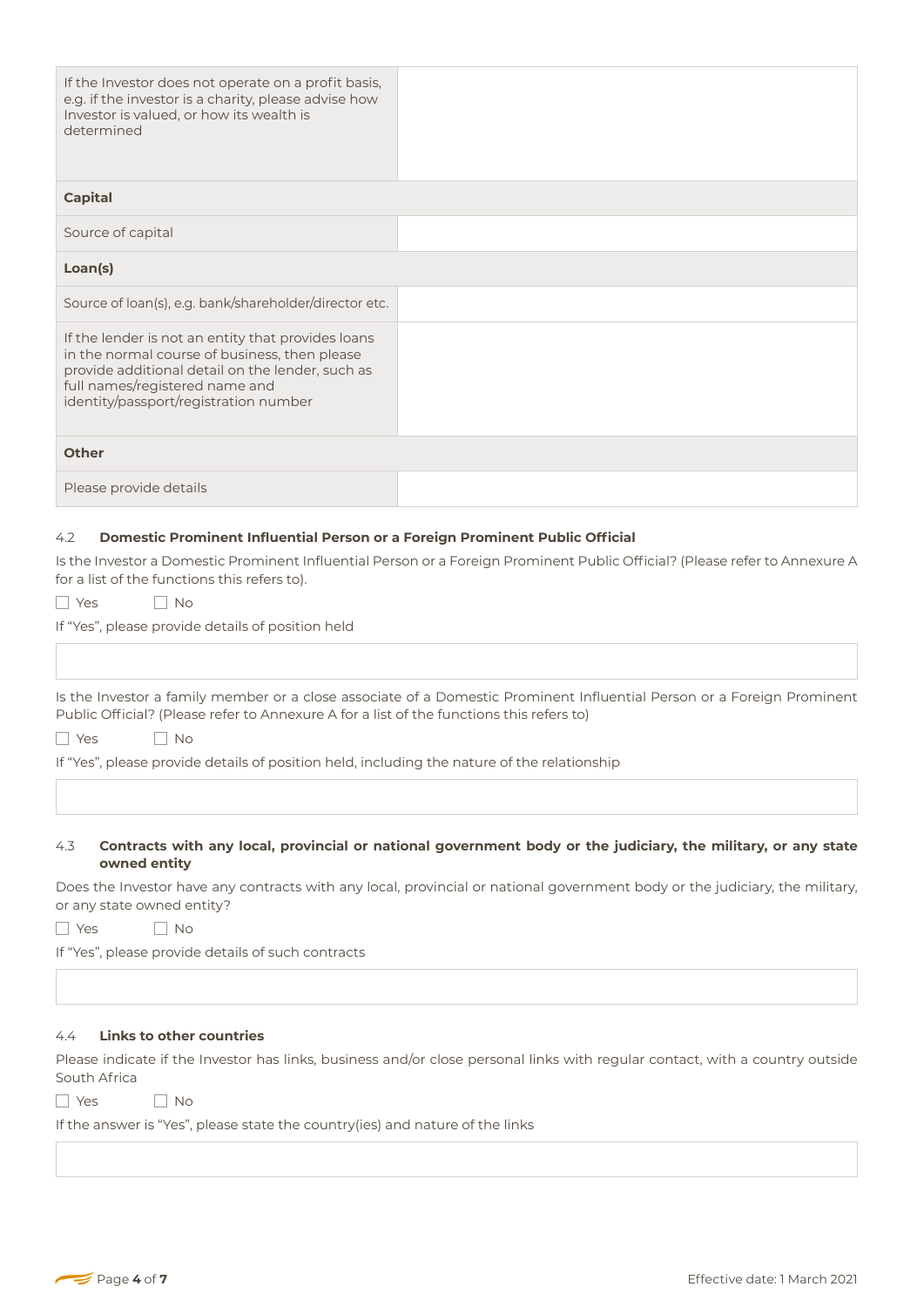| | |
|---|---|
| If the Investor does not operate on a profit basis, e.g. if the investor is a charity, please advise how Investor is valued, or how its wealth is determined | |
| **Capital** | |
| Source of capital | |
| **Loan(s)** | |
| Source of loan(s), e.g. bank/shareholder/director etc. | |
| If the lender is not an entity that provides loans in the normal course of business, then please provide additional detail on the lender, such as full names/registered name and identity/passport/registration number | |
| **Other** | |
| Please provide details | |

### 4.2 Domestic Prominent Influential Person or a Foreign Prominent Public Official

Is the Investor a Domestic Prominent Influential Person or a Foreign Prominent Public Official? (Please refer to Annexure A for a list of the functions this refers to).

☐ Yes ☐ No

If "Yes", please provide details of position held

Is the Investor a family member or a close associate of a Domestic Prominent Influential Person or a Foreign Prominent Public Official? (Please refer to Annexure A for a list of the functions this refers to)

☐ Yes ☐ No

If "Yes", please provide details of position held, including the nature of the relationship

### 4.3 Contracts with any local, provincial or national government body or the judiciary, the military, or any state owned entity

Does the Investor have any contracts with any local, provincial or national government body or the judiciary, the military, or any state owned entity?

☐ Yes ☐ No

If "Yes", please provide details of such contracts

### 4.4 Links to other countries

Please indicate if the Investor has links, business and/or close personal links with regular contact, with a country outside South Africa

☐ Yes ☐ No

If the answer is "Yes", please state the country(ies) and nature of the links

Effective date: 1 March 2021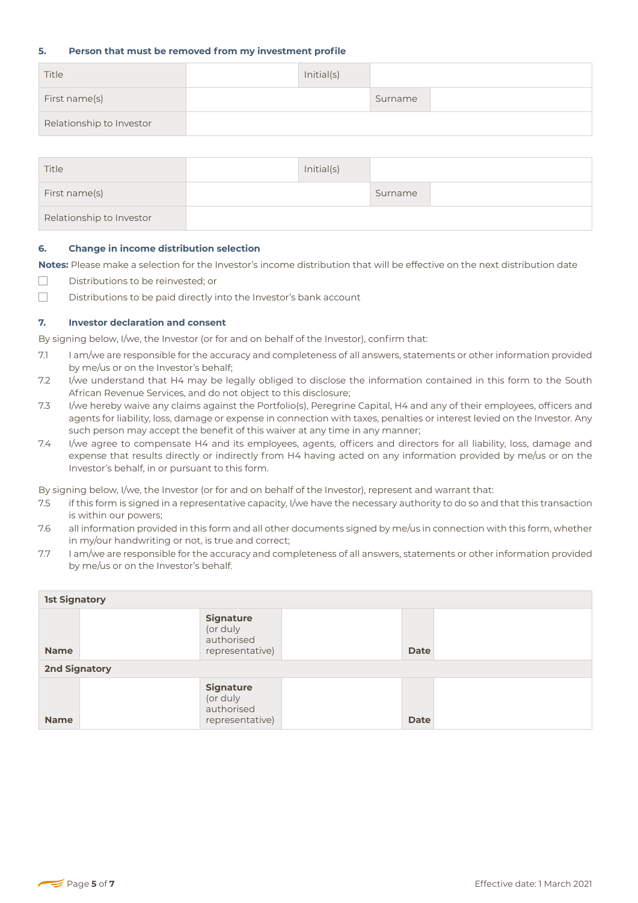## 5. Person that must be removed from my investment profile

| Title | | Initial(s) | |
|---|---|---|---|
| First name(s) | | Surname | |
| Relationship to Investor | | | |

| Title | | Initial(s) | |
|---|---|---|---|
| First name(s) | | Surname | |
| Relationship to Investor | | | |

## 6. Change in income distribution selection

**Notes:** Please make a selection for the Investor's income distribution that will be effective on the next distribution date

- ☐ Distributions to be reinvested; or
- ☐ Distributions to be paid directly into the Investor's bank account

## 7. Investor declaration and consent

By signing below, I/we, the Investor (or for and on behalf of the Investor), confirm that:

7.1 I am/we are responsible for the accuracy and completeness of all answers, statements or other information provided by me/us or on the Investor's behalf;

7.2 I/we understand that H4 may be legally obliged to disclose the information contained in this form to the South African Revenue Services, and do not object to this disclosure;

7.3 I/we hereby waive any claims against the Portfolio(s), Peregrine Capital, H4 and any of their employees, officers and agents for liability, loss, damage or expense in connection with taxes, penalties or interest levied on the Investor. Any such person may accept the benefit of this waiver at any time in any manner;

7.4 I/we agree to compensate H4 and its employees, agents, officers and directors for all liability, loss, damage and expense that results directly or indirectly from H4 having acted on any information provided by me/us or on the Investor's behalf, in or pursuant to this form.

By signing below, I/we, the Investor (or for and on behalf of the Investor), represent and warrant that:

7.5 if this form is signed in a representative capacity, I/we have the necessary authority to do so and that this transaction is within our powers;

7.6 all information provided in this form and all other documents signed by me/us in connection with this form, whether in my/our handwriting or not, is true and correct;

7.7 I am/we are responsible for the accuracy and completeness of all answers, statements or other information provided by me/us or on the Investor's behalf.

| **1st Signatory** | | | | | |
|---|---|---|---|---|---|
| **Name** | | **Signature** (or duly authorised representative) | | **Date** | |
| **2nd Signatory** | | | | | |
| **Name** | | **Signature** (or duly authorised representative) | | **Date** | |

Effective date: 1 March 2021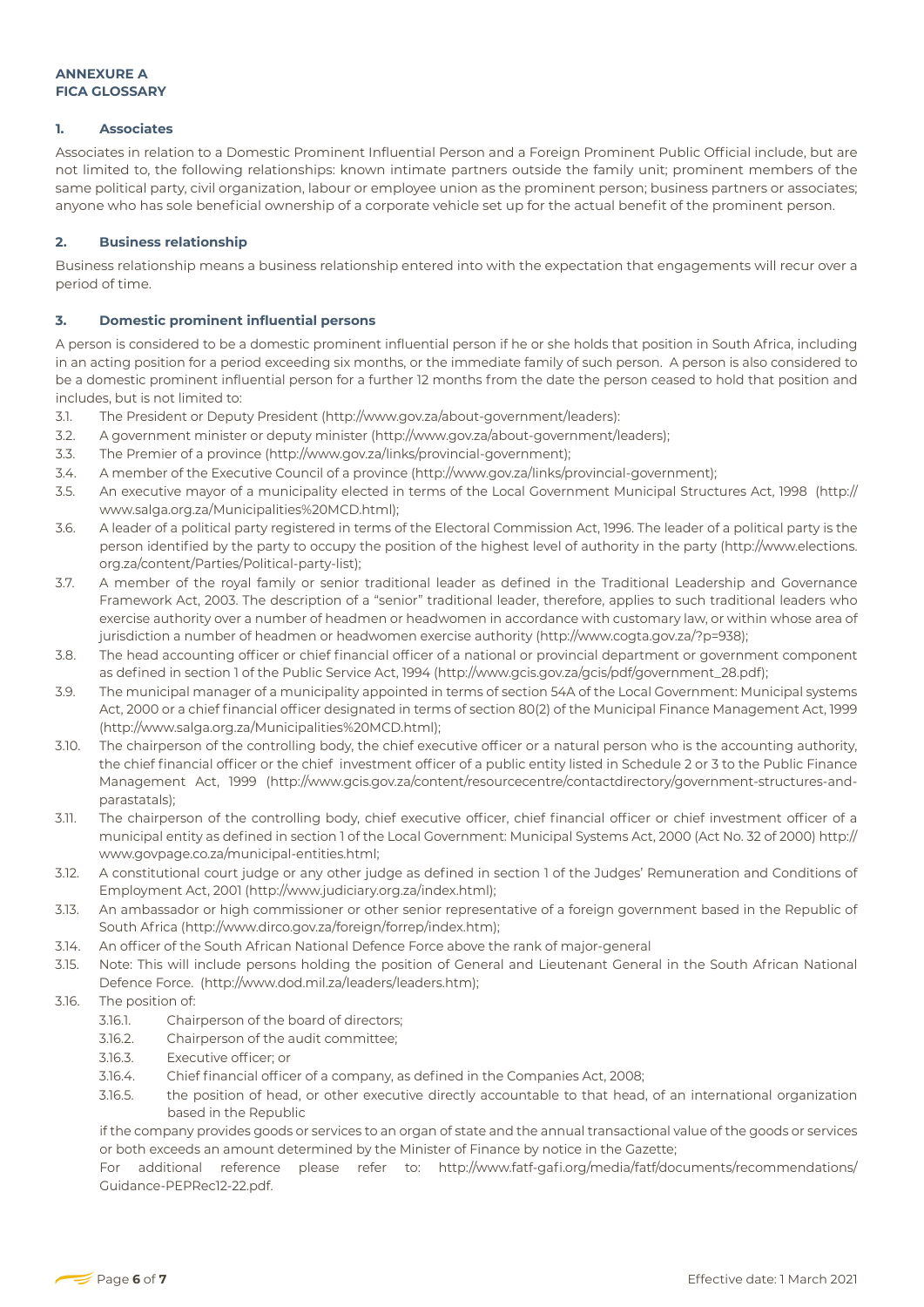**ANNEXE A**
**FICA GLOSSARY**

### 1. Associates

Associates in relation to a Domestic Prominent Influential Person and a Foreign Prominent Public Official include, but are not limited to, the following relationships: known intimate partners outside the family unit; prominent members of the same political party, civil organization, labour or employee union as the prominent person; business partners or associates; anyone who has sole beneficial ownership of a corporate vehicle set up for the actual benefit of the prominent person.

### 2. Business relationship

Business relationship means a business relationship entered into with the expectation that engagements will recur over a period of time.

### 3. Domestic prominent influential persons

A person is considered to be a domestic prominent influential person if he or she holds that position in South Africa, including in an acting position for a period exceeding six months, or the immediate family of such person. A person is also considered to be a domestic prominent influential person for a further 12 months from the date the person ceased to hold that position and includes, but is not limited to:

3.1. The President or Deputy President (http://www.gov.za/about-government/leaders):

3.2. A government minister or deputy minister (http://www.gov.za/about-government/leaders);

3.3. The Premier of a province (http://www.gov.za/links/provincial-government);

3.4. A member of the Executive Council of a province (http://www.gov.za/links/provincial-government);

3.5. An executive mayor of a municipality elected in terms of the Local Government Municipal Structures Act, 1998 (http://www.salga.org.za/Municipalities%20MCD.html);

3.6. A leader of a political party registered in terms of the Electoral Commission Act, 1996. The leader of a political party is the person identified by the party to occupy the position of the highest level of authority in the party (http://www.elections.org.za/content/Parties/Political-party-list);

3.7. A member of the royal family or senior traditional leader as defined in the Traditional Leadership and Governance Framework Act, 2003. The description of a "senior" traditional leader, therefore, applies to such traditional leaders who exercise authority over a number of headmen or headwomen in accordance with customary law, or within whose area of jurisdiction a number of headmen or headwomen exercise authority (http://www.cogta.gov.za/?p=938);

3.8. The head accounting officer or chief financial officer of a national or provincial department or government component as defined in section 1 of the Public Service Act, 1994 (http://www.gcis.gov.za/gcis/pdf/government_28.pdf);

3.9. The municipal manager of a municipality appointed in terms of section 54A of the Local Government: Municipal systems Act, 2000 or a chief financial officer designated in terms of section 80(2) of the Municipal Finance Management Act, 1999 (http://www.salga.org.za/Municipalities%20MCD.html);

3.10. The chairperson of the controlling body, the chief executive officer or a natural person who is the accounting authority, the chief financial officer or the chief investment officer of a public entity listed in Schedule 2 or 3 to the Public Finance Management Act, 1999 (http://www.gcis.gov.za/content/resourcecentre/contactdirectory/government-structures-and-parastatals);

3.11. The chairperson of the controlling body, chief executive officer, chief financial officer or chief investment officer of a municipal entity as defined in section 1 of the Local Government: Municipal Systems Act, 2000 (Act No. 32 of 2000) http://www.govpage.co.za/municipal-entities.html;

3.12. A constitutional court judge or any other judge as defined in section 1 of the Judges' Remuneration and Conditions of Employment Act, 2001 (http://www.judiciary.org.za/index.html);

3.13. An ambassador or high commissioner or other senior representative of a foreign government based in the Republic of South Africa (http://www.dirco.gov.za/foreign/forrep/index.htm);

3.14. An officer of the South African National Defence Force above the rank of major-general

3.15. Note: This will include persons holding the position of General and Lieutenant General in the South African National Defence Force. (http://www.dod.mil.za/leaders/leaders.htm);

3.16. The position of:

- 3.16.1. Chairperson of the board of directors;
- 3.16.2. Chairperson of the audit committee;
- 3.16.3. Executive officer; or
- 3.16.4. Chief financial officer of a company, as defined in the Companies Act, 2008;
- 3.16.5. the position of head, or other executive directly accountable to that head, of an international organization based in the Republic

if the company provides goods or services to an organ of state and the annual transactional value of the goods or services or both exceeds an amount determined by the Minister of Finance by notice in the Gazette;

For additional reference please refer to: http://www.fatf-gafi.org/media/fatf/documents/recommendations/Guidance-PEPRec12-22.pdf.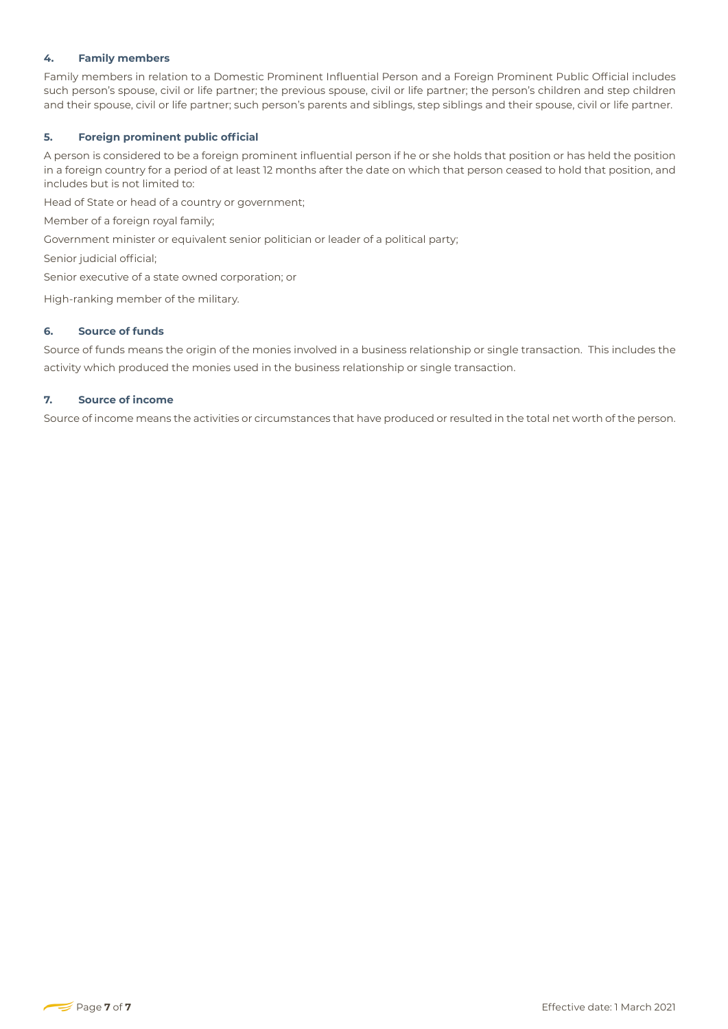### 4. Family members

Family members in relation to a Domestic Prominent Influential Person and a Foreign Prominent Public Official includes such person's spouse, civil or life partner; the previous spouse, civil or life partner; the person's children and step children and their spouse, civil or life partner; such person's parents and siblings, step siblings and their spouse, civil or life partner.

### 5. Foreign prominent public official

A person is considered to be a foreign prominent influential person if he or she holds that position or has held the position in a foreign country for a period of at least 12 months after the date on which that person ceased to hold that position, and includes but is not limited to:

Head of State or head of a country or government;

Member of a foreign royal family;

Government minister or equivalent senior politician or leader of a political party;

Senior judicial official;

Senior executive of a state owned corporation; or

High-ranking member of the military.

### 6. Source of funds

Source of funds means the origin of the monies involved in a business relationship or single transaction. This includes the activity which produced the monies used in the business relationship or single transaction.

### 7. Source of income

Source of income means the activities or circumstances that have produced or resulted in the total net worth of the person.

Effective date: 1 March 2021